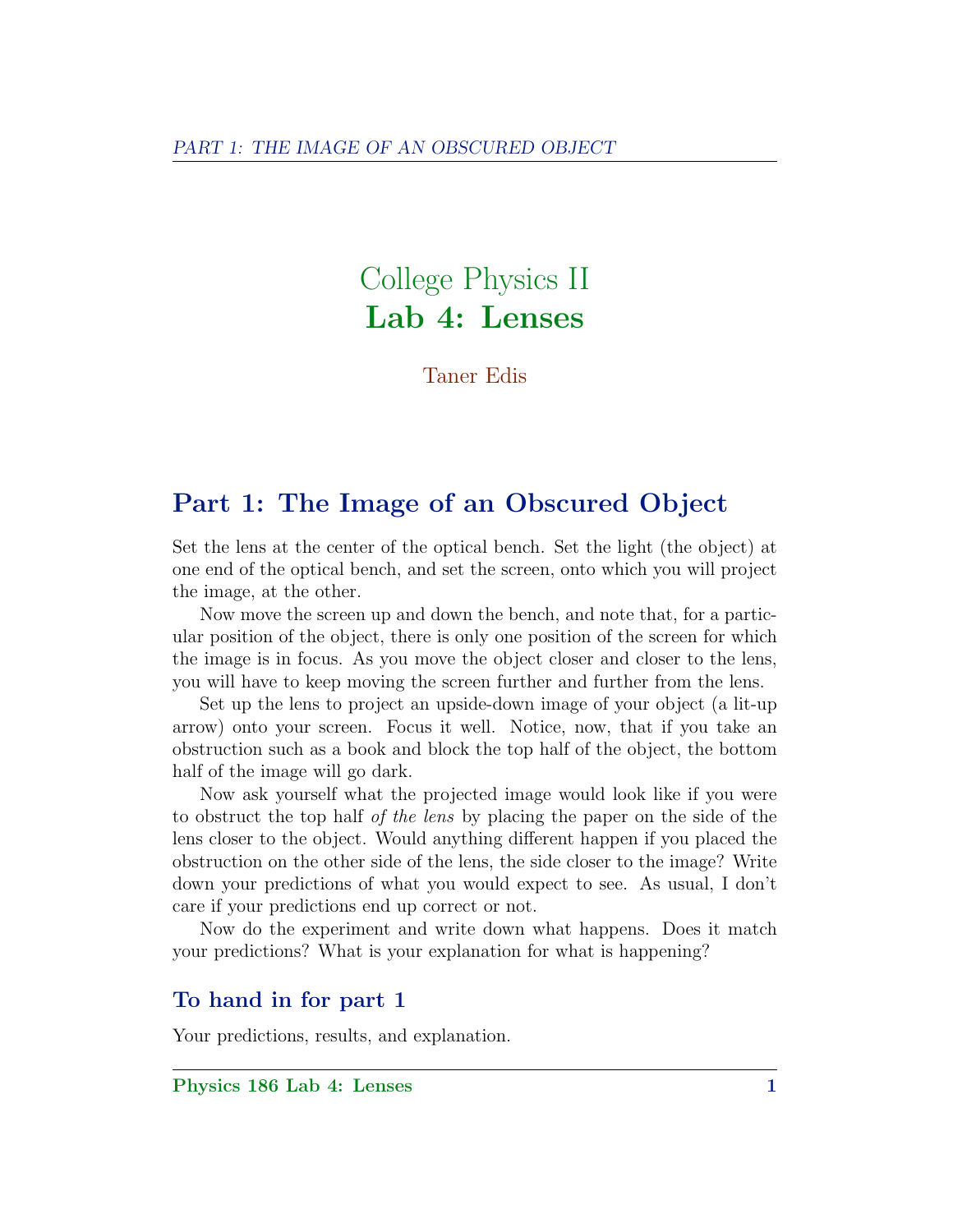# College Physics II
# **Lab 4: Lenses**

Taner Edis

## Part 1: The Image of an Obscured Object

Set the lens at the center of the optical bench. Set the light (the object) at one end of the optical bench, and set the screen, onto which you will project the image, at the other.

Now move the screen up and down the bench, and note that, for a particular position of the object, there is only one position of the screen for which the image is in focus. As you move the object closer and closer to the lens, you will have to keep moving the screen further and further from the lens.

Set up the lens to project an upside-down image of your object (a lit-up arrow) onto your screen. Focus it well. Notice, now, that if you take an obstruction such as a book and block the top half of the object, the bottom half of the image will go dark.

Now ask yourself what the projected image would look like if you were to obstruct the top half *of the lens* by placing the paper on the side of the lens closer to the object. Would anything different happen if you placed the obstruction on the other side of the lens, the side closer to the image? Write down your predictions of what you would expect to see. As usual, I don't care if your predictions end up correct or not.

Now do the experiment and write down what happens. Does it match your predictions? What is your explanation for what is happening?

### To hand in for part 1

Your predictions, results, and explanation.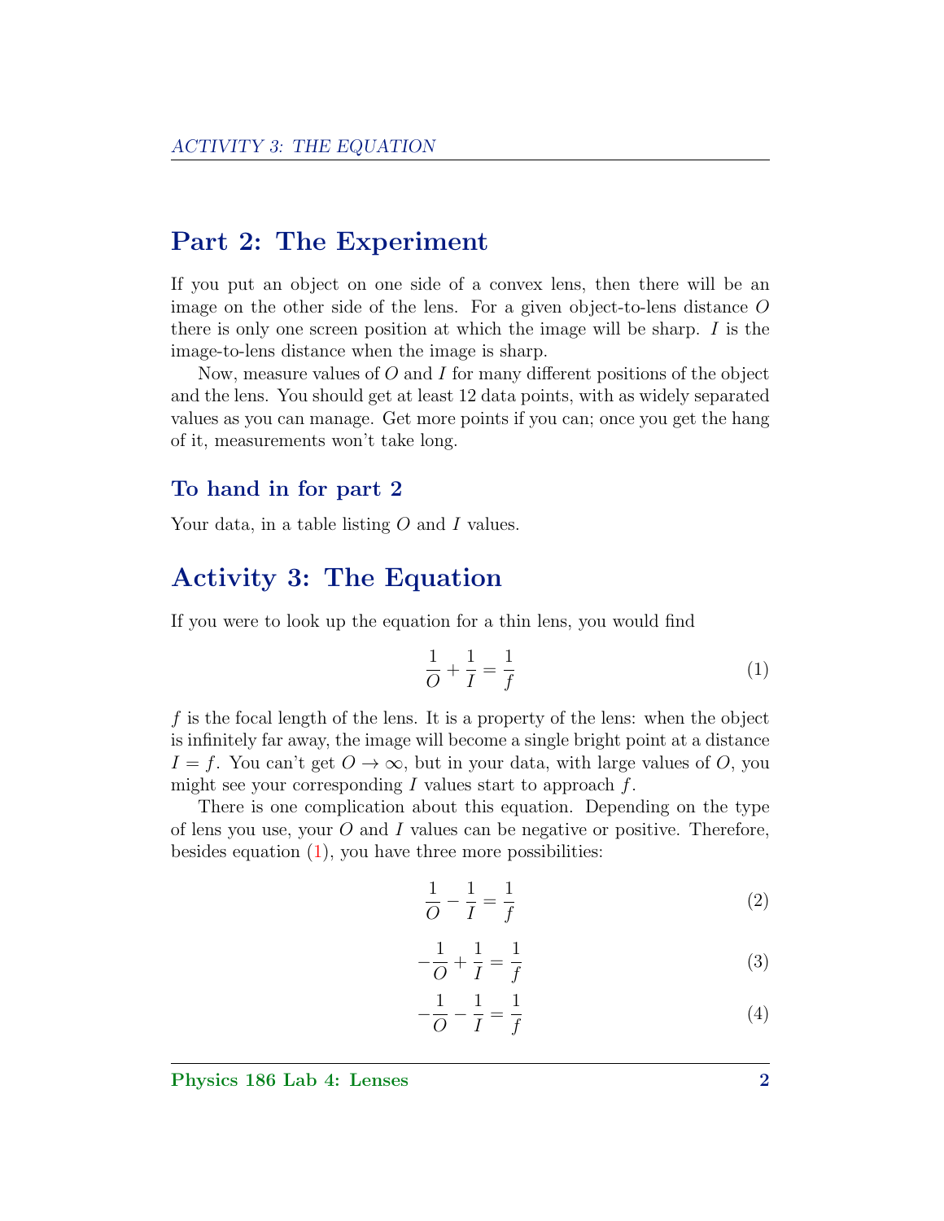## Part 2: The Experiment

If you put an object on one side of a convex lens, then there will be an image on the other side of the lens. For a given object-to-lens distance $O$ there is only one screen position at which the image will be sharp. $I$ is the image-to-lens distance when the image is sharp.

Now, measure values of $O$ and $I$ for many different positions of the object and the lens. You should get at least 12 data points, with as widely separated values as you can manage. Get more points if you can; once you get the hang of it, measurements won't take long.

### To hand in for part 2

Your data, in a table listing $O$ and $I$ values.

## Activity 3: The Equation

If you were to look up the equation for a thin lens, you would find

$$\frac{1}{O} + \frac{1}{I} = \frac{1}{f} \tag{1}$$

$f$ is the focal length of the lens. It is a property of the lens: when the object is infinitely far away, the image will become a single bright point at a distance $I = f$. You can't get $O \to \infty$, but in your data, with large values of $O$, you might see your corresponding $I$ values start to approach $f$.

There is one complication about this equation. Depending on the type of lens you use, your $O$ and $I$ values can be negative or positive. Therefore, besides equation (1), you have three more possibilities:

$$\frac{1}{O} - \frac{1}{I} = \frac{1}{f} \tag{2}$$

$$-\frac{1}{O} + \frac{1}{I} = \frac{1}{f} \tag{3}$$

$$-\frac{1}{O} - \frac{1}{I} = \frac{1}{f} \tag{4}$$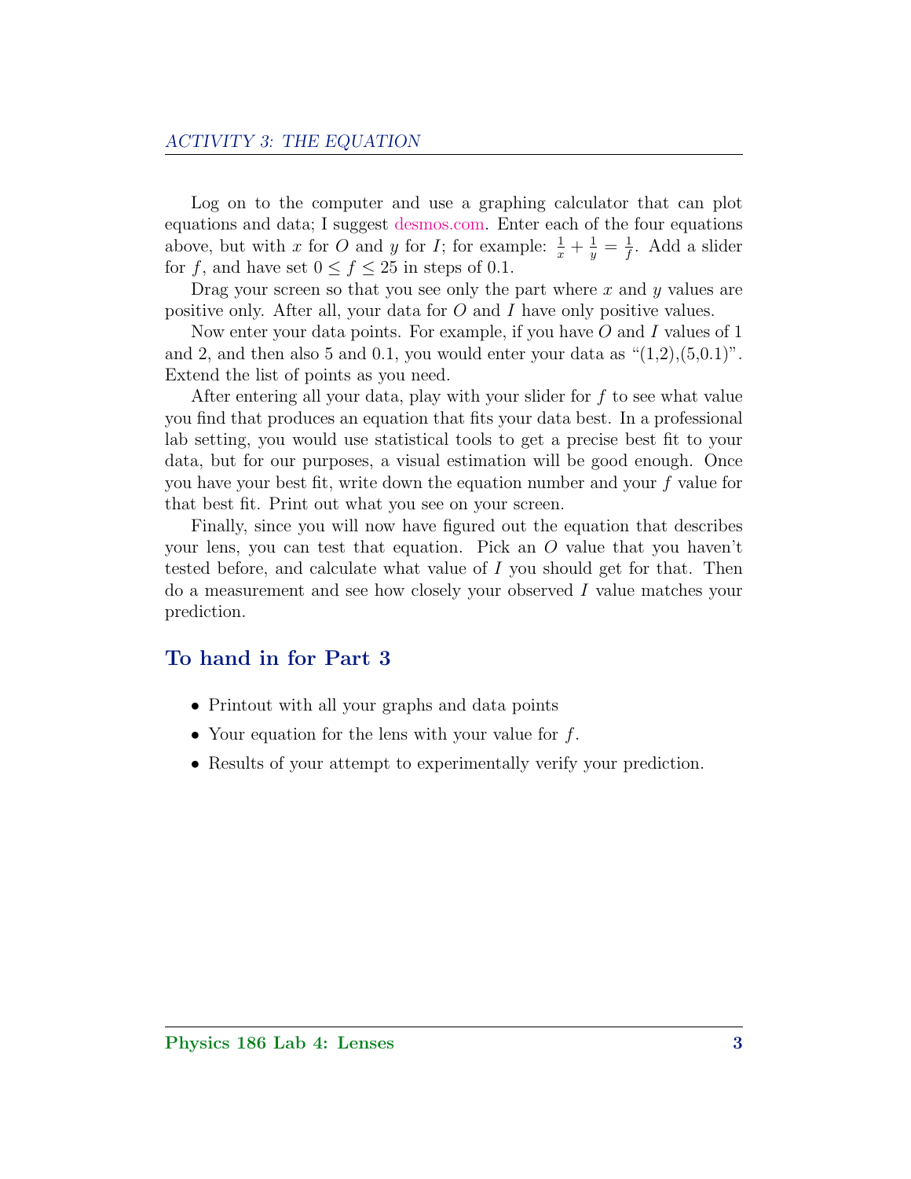Log on to the computer and use a graphing calculator that can plot equations and data; I suggest desmos.com. Enter each of the four equations above, but with $x$ for $O$ and $y$ for $I$; for example: $\frac{1}{x} + \frac{1}{y} = \frac{1}{f}$. Add a slider for $f$, and have set $0 \leq f \leq 25$ in steps of 0.1.

Drag your screen so that you see only the part where $x$ and $y$ values are positive only. After all, your data for $O$ and $I$ have only positive values.

Now enter your data points. For example, if you have $O$ and $I$ values of 1 and 2, and then also 5 and 0.1, you would enter your data as "(1,2),(5,0.1)". Extend the list of points as you need.

After entering all your data, play with your slider for $f$ to see what value you find that produces an equation that fits your data best. In a professional lab setting, you would use statistical tools to get a precise best fit to your data, but for our purposes, a visual estimation will be good enough. Once you have your best fit, write down the equation number and your $f$ value for that best fit. Print out what you see on your screen.

Finally, since you will now have figured out the equation that describes your lens, you can test that equation. Pick an $O$ value that you haven't tested before, and calculate what value of $I$ you should get for that. Then do a measurement and see how closely your observed $I$ value matches your prediction.

## To hand in for Part 3

- Printout with all your graphs and data points
- Your equation for the lens with your value for $f$.
- Results of your attempt to experimentally verify your prediction.